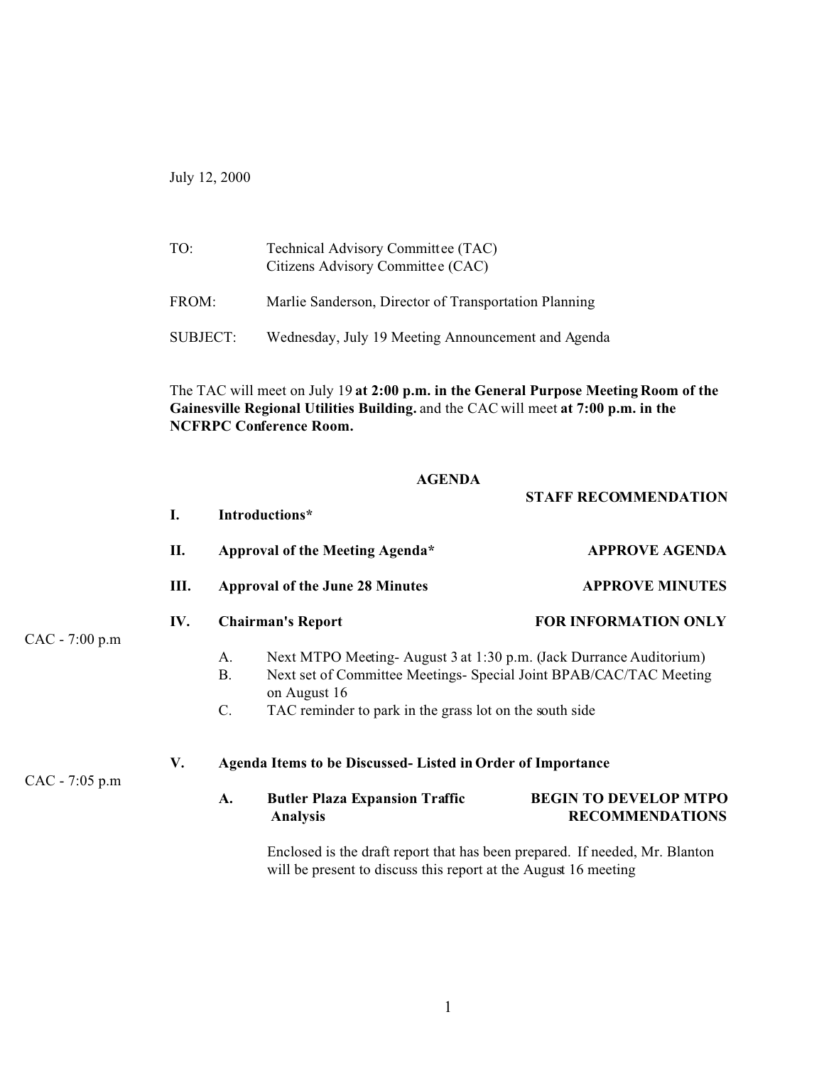July 12, 2000

TO: Technical Advisory Committee (TAC)
Citizens Advisory Committee (CAC)

FROM: Marlie Sanderson, Director of Transportation Planning

SUBJECT: Wednesday, July 19 Meeting Announcement and Agenda

The TAC will meet on July 19 **at 2:00 p.m. in the General Purpose Meeting Room of the Gainesville Regional Utilities Building.** and the CAC will meet **at 7:00 p.m. in the NCFRPC Conference Room.**

**AGENDA**

**STAFF RECOMMENDATION**

**I. Introductions***

**II. Approval of the Meeting Agenda*** — **APPROVE AGENDA**

**III. Approval of the June 28 Minutes** — **APPROVE MINUTES**

CAC - 7:00 p.m

**IV. Chairman's Report** — **FOR INFORMATION ONLY**

A. Next MTPO Meeting- August 3 at 1:30 p.m. (Jack Durrance Auditorium)
B. Next set of Committee Meetings- Special Joint BPAB/CAC/TAC Meeting on August 16
C. TAC reminder to park in the grass lot on the south side

CAC - 7:05 p.m

**V. Agenda Items to be Discussed- Listed in Order of Importance**

**A. Butler Plaza Expansion Traffic Analysis** — **BEGIN TO DEVELOP MTPO RECOMMENDATIONS**

Enclosed is the draft report that has been prepared. If needed, Mr. Blanton will be present to discuss this report at the August 16 meeting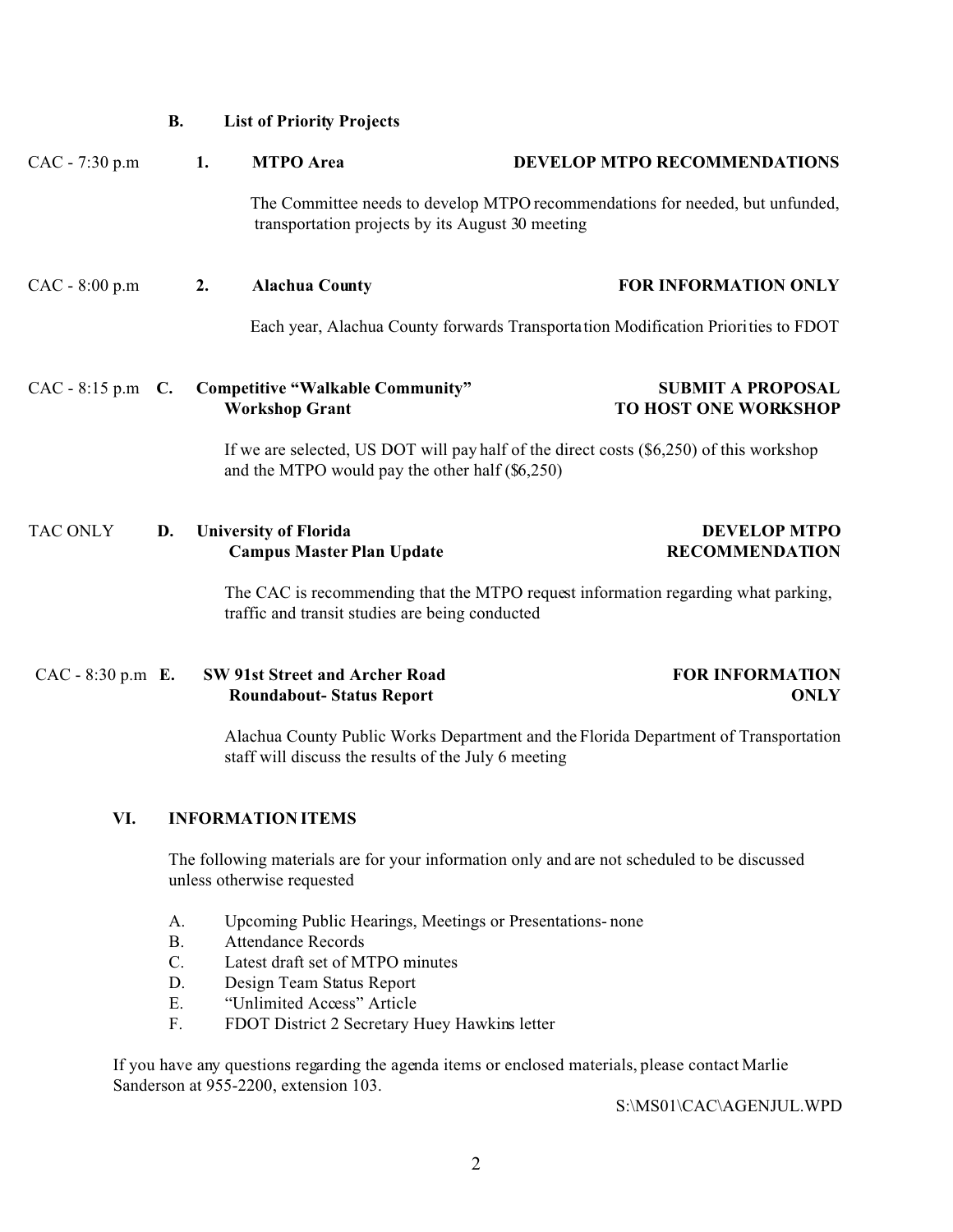**B. List of Priority Projects**

CAC - 7:30 p.m **1. MTPO Area** **DEVELOP MTPO RECOMMENDATIONS**

The Committee needs to develop MTPO recommendations for needed, but unfunded, transportation projects by its August 30 meeting

CAC - 8:00 p.m **2. Alachua County** **FOR INFORMATION ONLY**

Each year, Alachua County forwards Transportation Modification Priorities to FDOT

CAC - 8:15 p.m **C. Competitive "Walkable Community" Workshop Grant** **SUBMIT A PROPOSAL TO HOST ONE WORKSHOP**

If we are selected, US DOT will pay half of the direct costs ($6,250) of this workshop and the MTPO would pay the other half ($6,250)

TAC ONLY **D. University of Florida Campus Master Plan Update** **DEVELOP MTPO RECOMMENDATION**

The CAC is recommending that the MTPO request information regarding what parking, traffic and transit studies are being conducted

CAC - 8:30 p.m **E. SW 91st Street and Archer Road Roundabout- Status Report** **FOR INFORMATION ONLY**

Alachua County Public Works Department and the Florida Department of Transportation staff will discuss the results of the July 6 meeting

## VI. INFORMATION ITEMS

The following materials are for your information only and are not scheduled to be discussed unless otherwise requested

A. Upcoming Public Hearings, Meetings or Presentations- none
B. Attendance Records
C. Latest draft set of MTPO minutes
D. Design Team Status Report
E. "Unlimited Access" Article
F. FDOT District 2 Secretary Huey Hawkins letter

If you have any questions regarding the agenda items or enclosed materials, please contact Marlie Sanderson at 955-2200, extension 103.

S:\MS01\CAC\AGENJUL.WPD